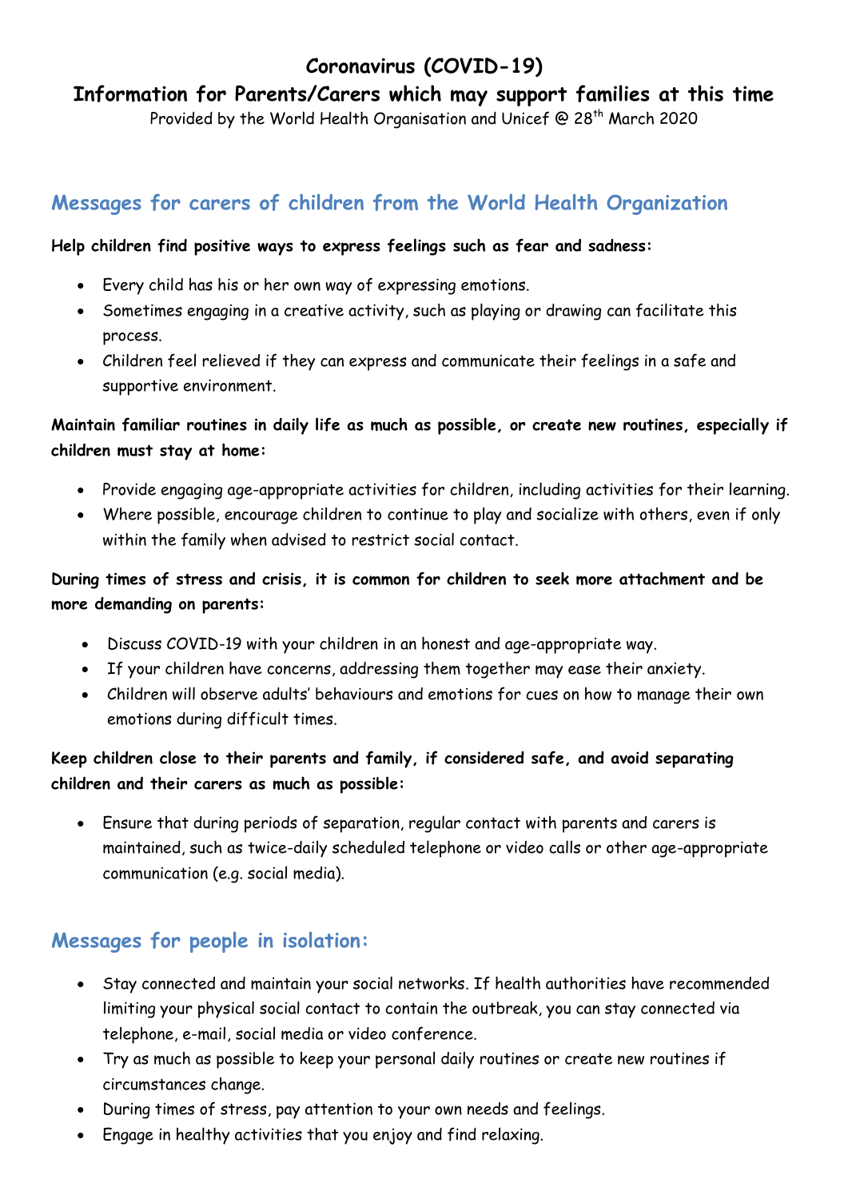# Coronavirus (COVID-19)

## Information for Parents/Carers which may support families at this time

Provided by the World Health Organisation and Unicef @ 28th March 2020

## Messages for carers of children from the World Health Organization

**Help children find positive ways to express feelings such as fear and sadness:**

- Every child has his or her own way of expressing emotions.
- Sometimes engaging in a creative activity, such as playing or drawing can facilitate this process.
- Children feel relieved if they can express and communicate their feelings in a safe and supportive environment.

**Maintain familiar routines in daily life as much as possible, or create new routines, especially if children must stay at home:**

- Provide engaging age-appropriate activities for children, including activities for their learning.
- Where possible, encourage children to continue to play and socialize with others, even if only within the family when advised to restrict social contact.

**During times of stress and crisis, it is common for children to seek more attachment and be more demanding on parents:**

- Discuss COVID-19 with your children in an honest and age-appropriate way.
- If your children have concerns, addressing them together may ease their anxiety.
- Children will observe adults' behaviours and emotions for cues on how to manage their own emotions during difficult times.

**Keep children close to their parents and family, if considered safe, and avoid separating children and their carers as much as possible:**

- Ensure that during periods of separation, regular contact with parents and carers is maintained, such as twice-daily scheduled telephone or video calls or other age-appropriate communication (e.g. social media).

## Messages for people in isolation:

- Stay connected and maintain your social networks. If health authorities have recommended limiting your physical social contact to contain the outbreak, you can stay connected via telephone, e-mail, social media or video conference.
- Try as much as possible to keep your personal daily routines or create new routines if circumstances change.
- During times of stress, pay attention to your own needs and feelings.
- Engage in healthy activities that you enjoy and find relaxing.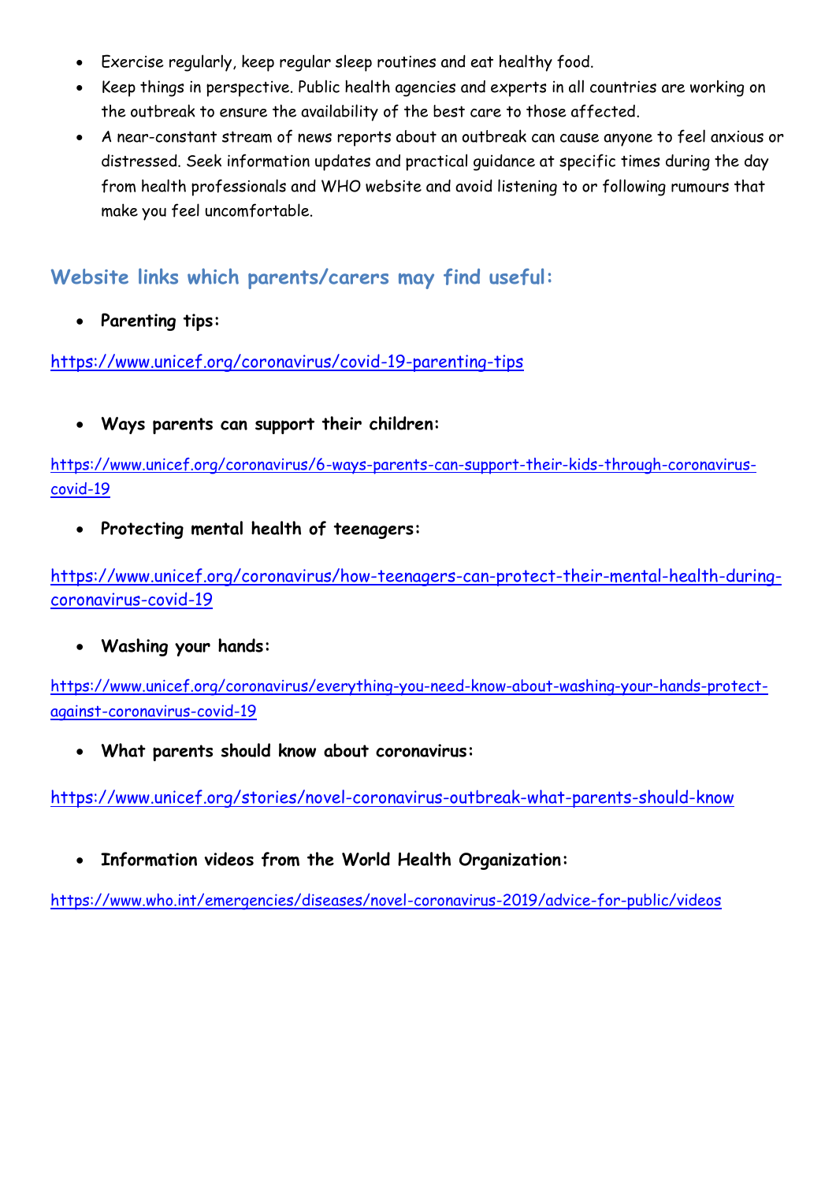- Exercise regularly, keep regular sleep routines and eat healthy food.
- Keep things in perspective. Public health agencies and experts in all countries are working on the outbreak to ensure the availability of the best care to those affected.
- A near-constant stream of news reports about an outbreak can cause anyone to feel anxious or distressed. Seek information updates and practical guidance at specific times during the day from health professionals and WHO website and avoid listening to or following rumours that make you feel uncomfortable.

## Website links which parents/carers may find useful:

- **Parenting tips:**

https://www.unicef.org/coronavirus/covid-19-parenting-tips

- **Ways parents can support their children:**

https://www.unicef.org/coronavirus/6-ways-parents-can-support-their-kids-through-coronavirus-covid-19

- **Protecting mental health of teenagers:**

https://www.unicef.org/coronavirus/how-teenagers-can-protect-their-mental-health-during-coronavirus-covid-19

- **Washing your hands:**

https://www.unicef.org/coronavirus/everything-you-need-know-about-washing-your-hands-protect-against-coronavirus-covid-19

- **What parents should know about coronavirus:**

https://www.unicef.org/stories/novel-coronavirus-outbreak-what-parents-should-know

- **Information videos from the World Health Organization:**

https://www.who.int/emergencies/diseases/novel-coronavirus-2019/advice-for-public/videos